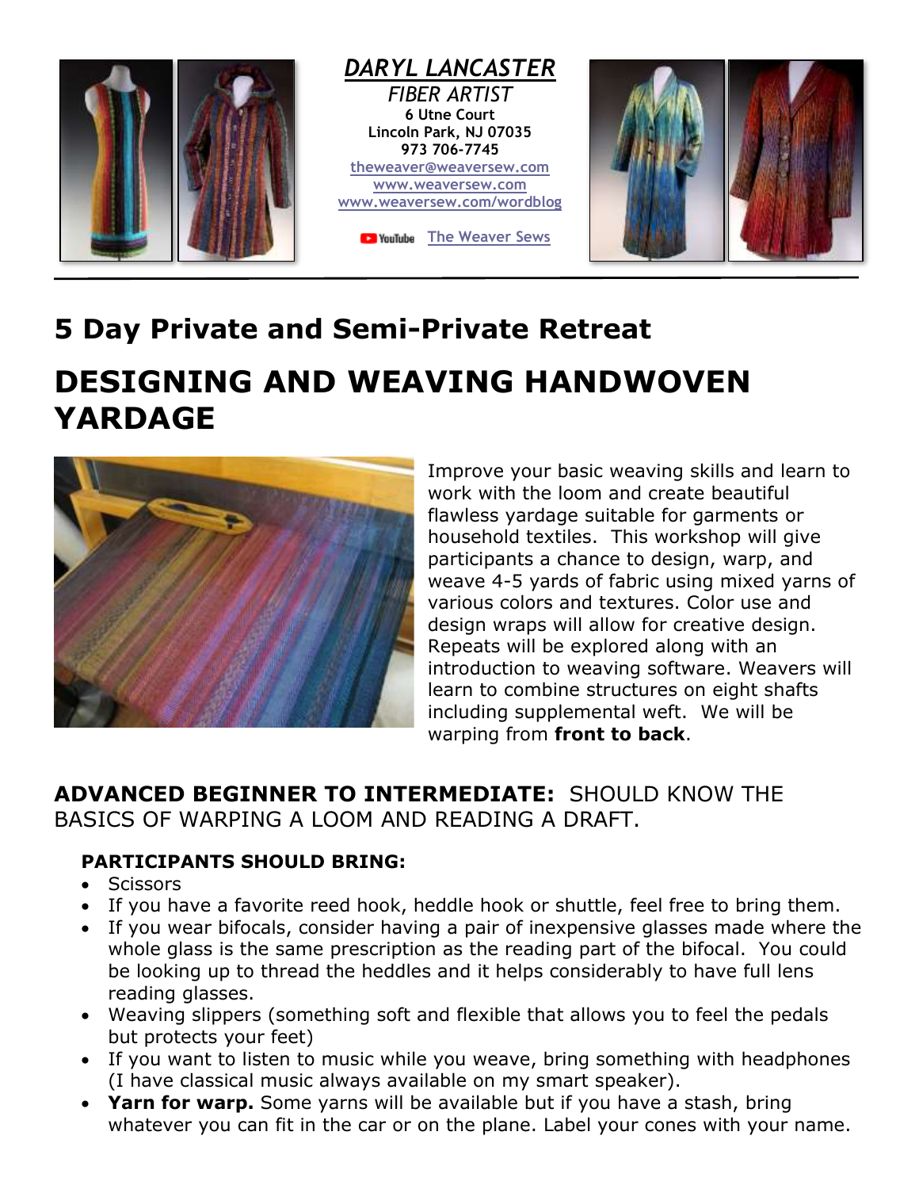***DARYL LANCASTER***

*FIBER ARTIST*

**6 Utne Court**
**Lincoln Park, NJ 07035**
**973 706-7745**

theweaver@weaversew.com
www.weaversew.com
www.weaversew.com/wordblog

YouTube The Weaver Sews

## 5 Day Private and Semi-Private Retreat

# DESIGNING AND WEAVING HANDWOVEN YARDAGE

Improve your basic weaving skills and learn to work with the loom and create beautiful flawless yardage suitable for garments or household textiles. This workshop will give participants a chance to design, warp, and weave 4-5 yards of fabric using mixed yarns of various colors and textures. Color use and design wraps will allow for creative design. Repeats will be explored along with an introduction to weaving software. Weavers will learn to combine structures on eight shafts including supplemental weft. We will be warping from **front to back**.

### **ADVANCED BEGINNER TO INTERMEDIATE:** SHOULD KNOW THE BASICS OF WARPING A LOOM AND READING A DRAFT.

**PARTICIPANTS SHOULD BRING:**

- Scissors
- If you have a favorite reed hook, heddle hook or shuttle, feel free to bring them.
- If you wear bifocals, consider having a pair of inexpensive glasses made where the whole glass is the same prescription as the reading part of the bifocal. You could be looking up to thread the heddles and it helps considerably to have full lens reading glasses.
- Weaving slippers (something soft and flexible that allows you to feel the pedals but protects your feet)
- If you want to listen to music while you weave, bring something with headphones (I have classical music always available on my smart speaker).
- **Yarn for warp.** Some yarns will be available but if you have a stash, bring whatever you can fit in the car or on the plane. Label your cones with your name.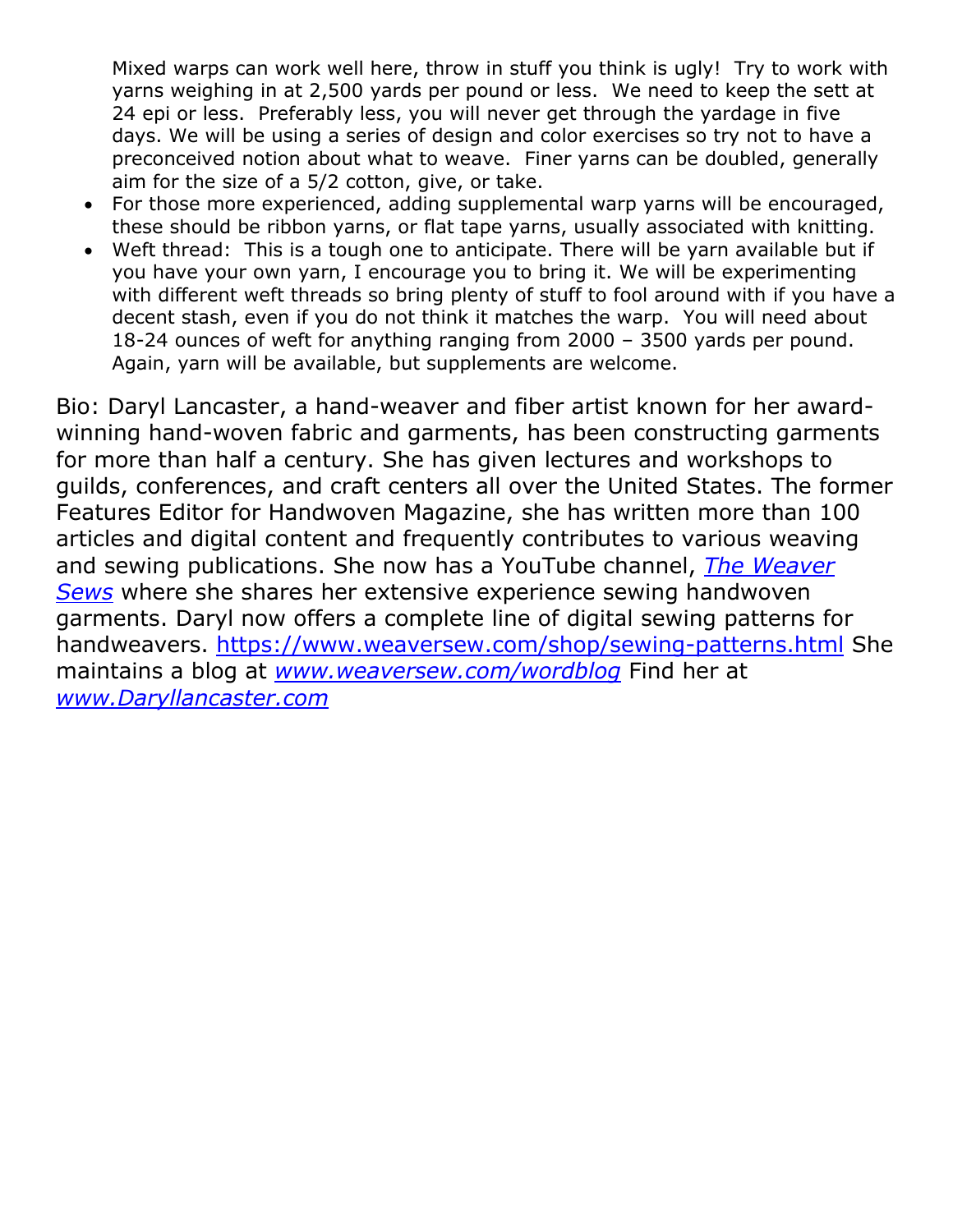Mixed warps can work well here, throw in stuff you think is ugly! Try to work with yarns weighing in at 2,500 yards per pound or less. We need to keep the sett at 24 epi or less. Preferably less, you will never get through the yardage in five days. We will be using a series of design and color exercises so try not to have a preconceived notion about what to weave. Finer yarns can be doubled, generally aim for the size of a 5/2 cotton, give, or take.

- For those more experienced, adding supplemental warp yarns will be encouraged, these should be ribbon yarns, or flat tape yarns, usually associated with knitting.
- Weft thread: This is a tough one to anticipate. There will be yarn available but if you have your own yarn, I encourage you to bring it. We will be experimenting with different weft threads so bring plenty of stuff to fool around with if you have a decent stash, even if you do not think it matches the warp. You will need about 18-24 ounces of weft for anything ranging from 2000 – 3500 yards per pound. Again, yarn will be available, but supplements are welcome.

Bio: Daryl Lancaster, a hand-weaver and fiber artist known for her award-winning hand-woven fabric and garments, has been constructing garments for more than half a century. She has given lectures and workshops to guilds, conferences, and craft centers all over the United States. The former Features Editor for Handwoven Magazine, she has written more than 100 articles and digital content and frequently contributes to various weaving and sewing publications. She now has a YouTube channel, *The Weaver Sews* where she shares her extensive experience sewing handwoven garments. Daryl now offers a complete line of digital sewing patterns for handweavers. https://www.weaversew.com/shop/sewing-patterns.html She maintains a blog at *www.weaversew.com/wordblog* Find her at *www.Daryllancaster.com*